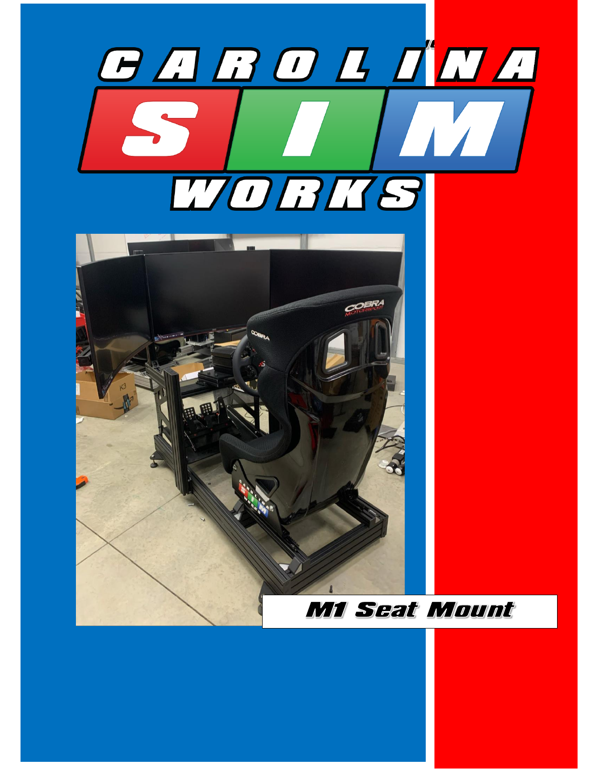# CAROLINA SIM WORKS

## M1 Seat Mount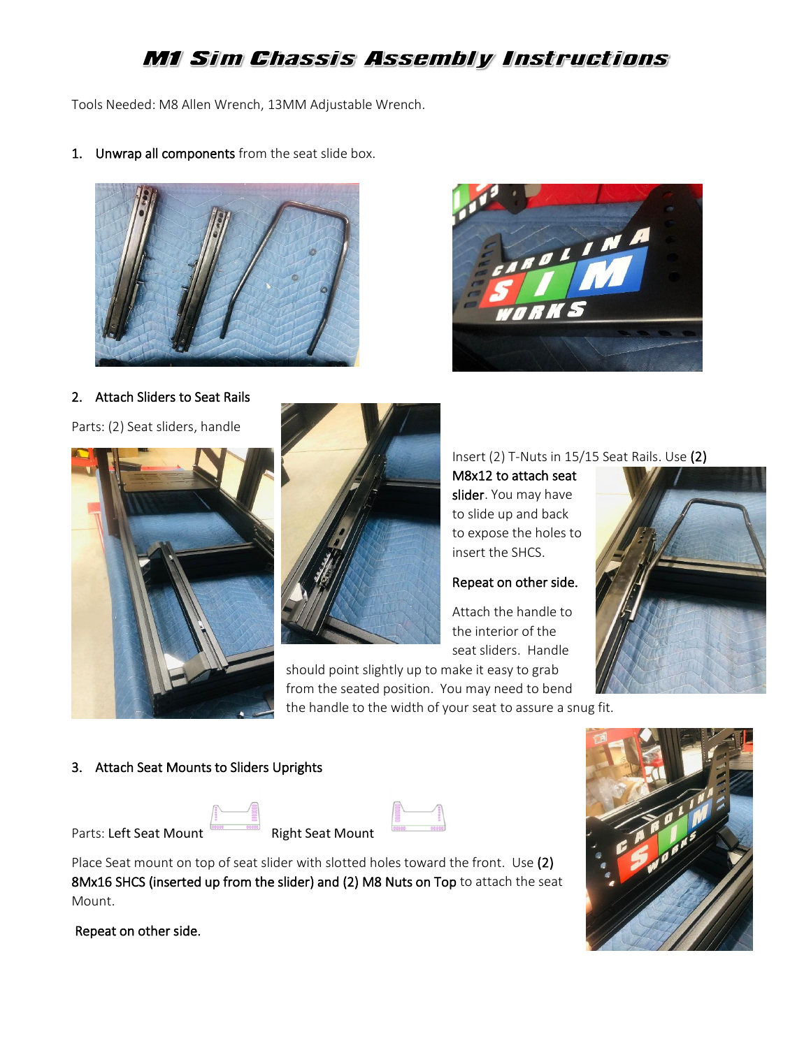# M1 Sim Chassis Assembly Instructions

Tools Needed: M8 Allen Wrench, 13MM Adjustable Wrench.

1. **Unwrap all components** from the seat slide box.

2. **Attach Sliders to Seat Rails**

Parts: (2) Seat sliders, handle

Insert (2) T-Nuts in 15/15 Seat Rails. Use **(2) M8x12 to attach seat slider**. You may have to slide up and back to expose the holes to insert the SHCS.

**Repeat on other side.**

Attach the handle to the interior of the seat sliders. Handle should point slightly up to make it easy to grab from the seated position. You may need to bend the handle to the width of your seat to assure a snug fit.

3. **Attach Seat Mounts to Sliders Uprights**

Parts: Left Seat Mount Right Seat Mount

Place Seat mount on top of seat slider with slotted holes toward the front. Use **(2) 8Mx16 SHCS (inserted up from the slider) and (2) M8 Nuts on Top** to attach the seat Mount.

**Repeat on other side.**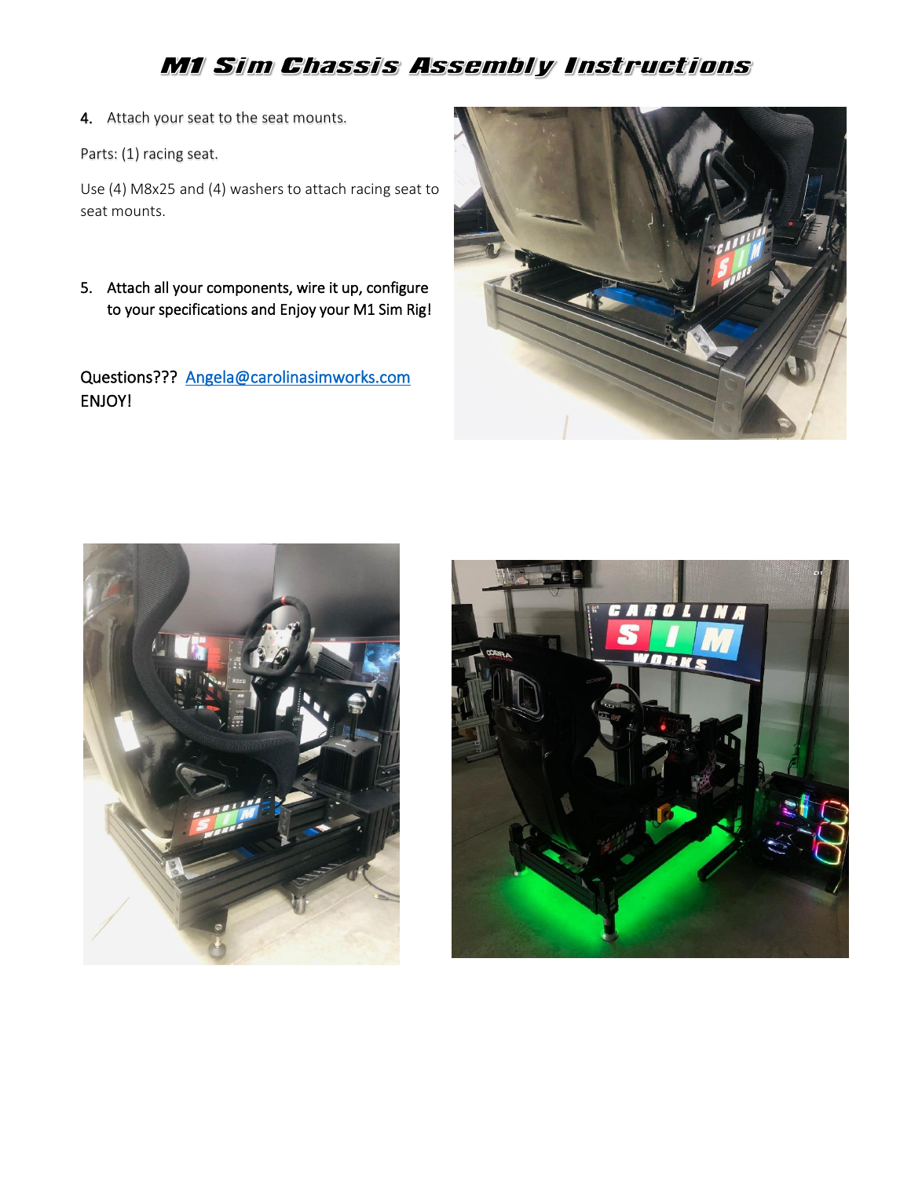# M1 Sim Chassis Assembly Instructions

4. Attach your seat to the seat mounts.

Parts: (1) racing seat.

Use (4) M8x25 and (4) washers to attach racing seat to seat mounts.

5. Attach all your components, wire it up, configure to your specifications and Enjoy your M1 Sim Rig!

Questions??? Angela@carolinasimworks.com
ENJOY!